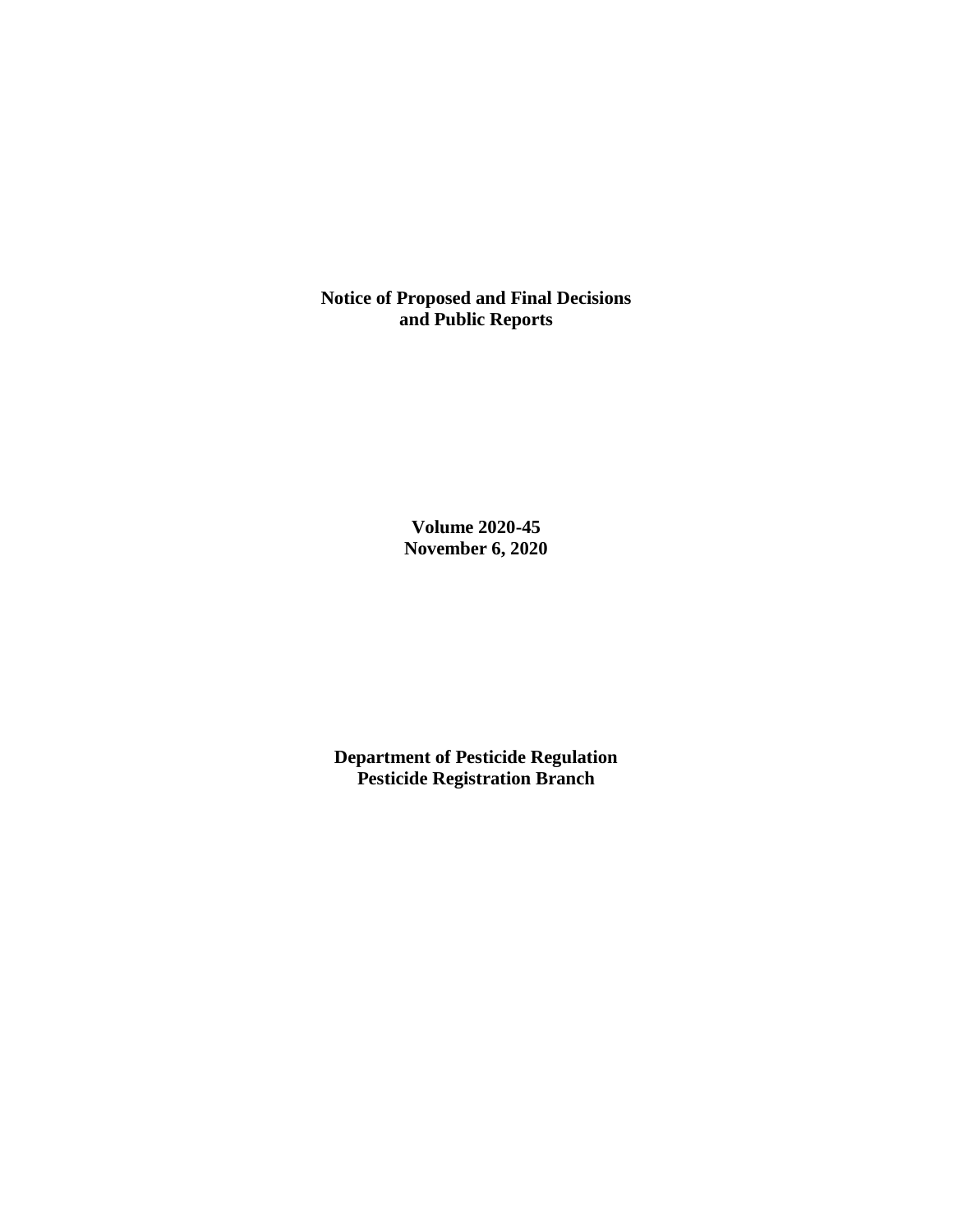**Notice of Proposed and Final Decisions and Public Reports**

**Volume 2020-45**
**November 6, 2020**

**Department of Pesticide Regulation**
**Pesticide Registration Branch**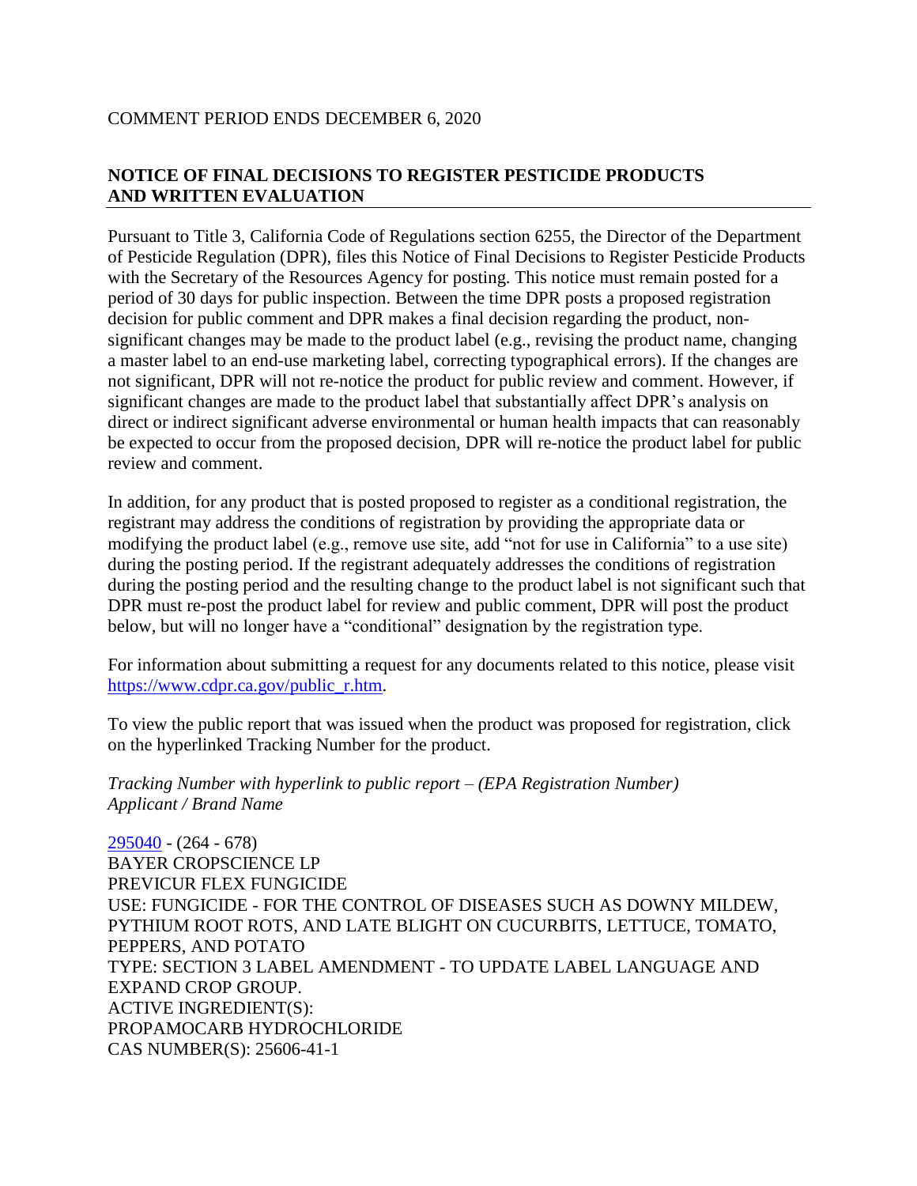COMMENT PERIOD ENDS DECEMBER 6, 2020

## NOTICE OF FINAL DECISIONS TO REGISTER PESTICIDE PRODUCTS AND WRITTEN EVALUATION

Pursuant to Title 3, California Code of Regulations section 6255, the Director of the Department of Pesticide Regulation (DPR), files this Notice of Final Decisions to Register Pesticide Products with the Secretary of the Resources Agency for posting. This notice must remain posted for a period of 30 days for public inspection. Between the time DPR posts a proposed registration decision for public comment and DPR makes a final decision regarding the product, non-significant changes may be made to the product label (e.g., revising the product name, changing a master label to an end-use marketing label, correcting typographical errors). If the changes are not significant, DPR will not re-notice the product for public review and comment. However, if significant changes are made to the product label that substantially affect DPR's analysis on direct or indirect significant adverse environmental or human health impacts that can reasonably be expected to occur from the proposed decision, DPR will re-notice the product label for public review and comment.

In addition, for any product that is posted proposed to register as a conditional registration, the registrant may address the conditions of registration by providing the appropriate data or modifying the product label (e.g., remove use site, add "not for use in California" to a use site) during the posting period. If the registrant adequately addresses the conditions of registration during the posting period and the resulting change to the product label is not significant such that DPR must re-post the product label for review and public comment, DPR will post the product below, but will no longer have a "conditional" designation by the registration type.

For information about submitting a request for any documents related to this notice, please visit https://www.cdpr.ca.gov/public_r.htm.

To view the public report that was issued when the product was proposed for registration, click on the hyperlinked Tracking Number for the product.

*Tracking Number with hyperlink to public report – (EPA Registration Number)*
*Applicant / Brand Name*

295040 - (264 - 678)
BAYER CROPSCIENCE LP
PREVICUR FLEX FUNGICIDE
USE: FUNGICIDE - FOR THE CONTROL OF DISEASES SUCH AS DOWNY MILDEW, PYTHIUM ROOT ROTS, AND LATE BLIGHT ON CUCURBITS, LETTUCE, TOMATO, PEPPERS, AND POTATO
TYPE: SECTION 3 LABEL AMENDMENT - TO UPDATE LABEL LANGUAGE AND EXPAND CROP GROUP.
ACTIVE INGREDIENT(S):
PROPAMOCARB HYDROCHLORIDE
CAS NUMBER(S): 25606-41-1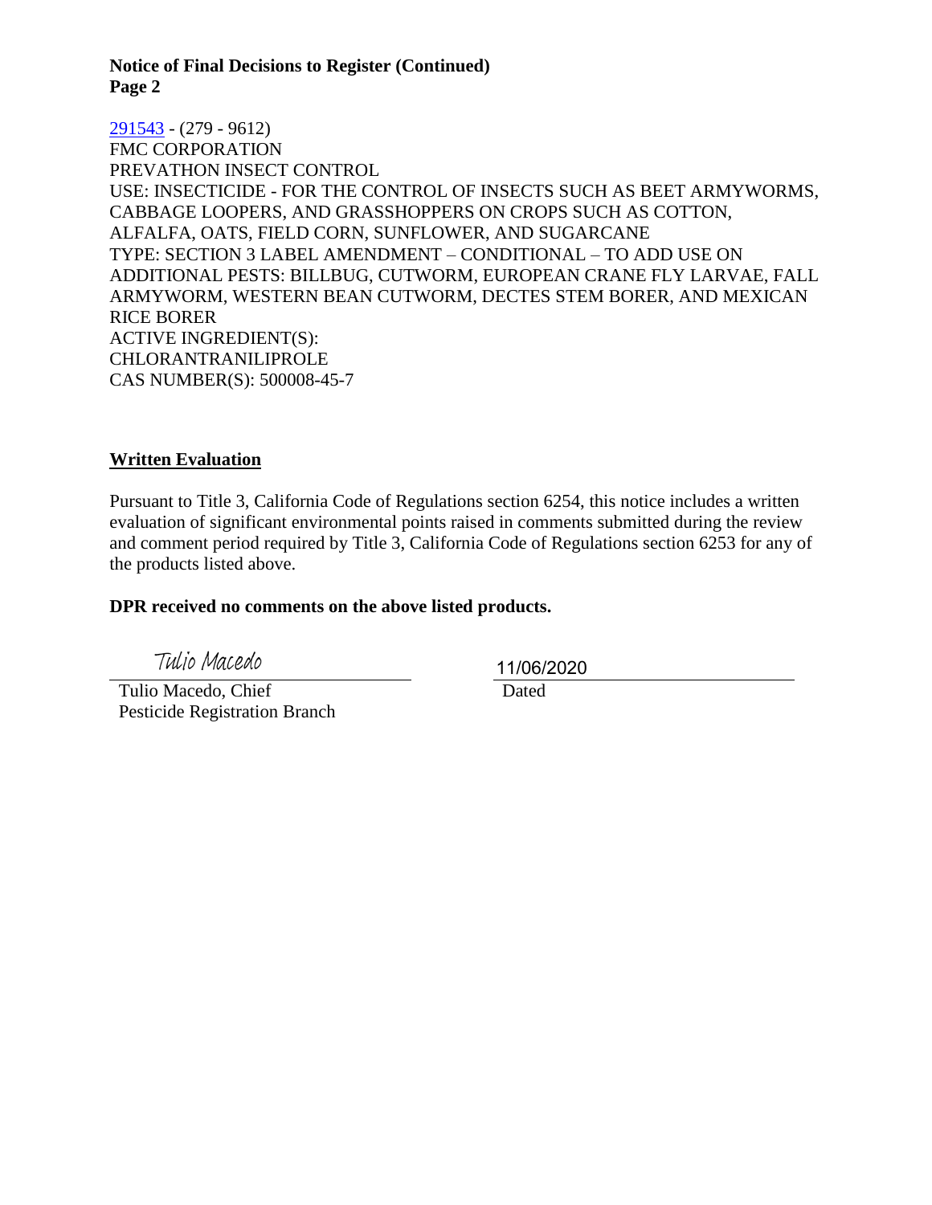**Notice of Final Decisions to Register (Continued)**
**Page 2**

291543 - (279 - 9612)
FMC CORPORATION
PREVATHON INSECT CONTROL
USE: INSECTICIDE - FOR THE CONTROL OF INSECTS SUCH AS BEET ARMYWORMS, CABBAGE LOOPERS, AND GRASSHOPPERS ON CROPS SUCH AS COTTON, ALFALFA, OATS, FIELD CORN, SUNFLOWER, AND SUGARCANE
TYPE: SECTION 3 LABEL AMENDMENT – CONDITIONAL – TO ADD USE ON ADDITIONAL PESTS: BILLBUG, CUTWORM, EUROPEAN CRANE FLY LARVAE, FALL ARMYWORM, WESTERN BEAN CUTWORM, DECTES STEM BORER, AND MEXICAN RICE BORER
ACTIVE INGREDIENT(S):
CHLORANTRANILIPROLE
CAS NUMBER(S): 500008-45-7

## Written Evaluation

Pursuant to Title 3, California Code of Regulations section 6254, this notice includes a written evaluation of significant environmental points raised in comments submitted during the review and comment period required by Title 3, California Code of Regulations section 6253 for any of the products listed above.

**DPR received no comments on the above listed products.**

Tulio Macedo
Tulio Macedo, Chief
Pesticide Registration Branch

11/06/2020
Dated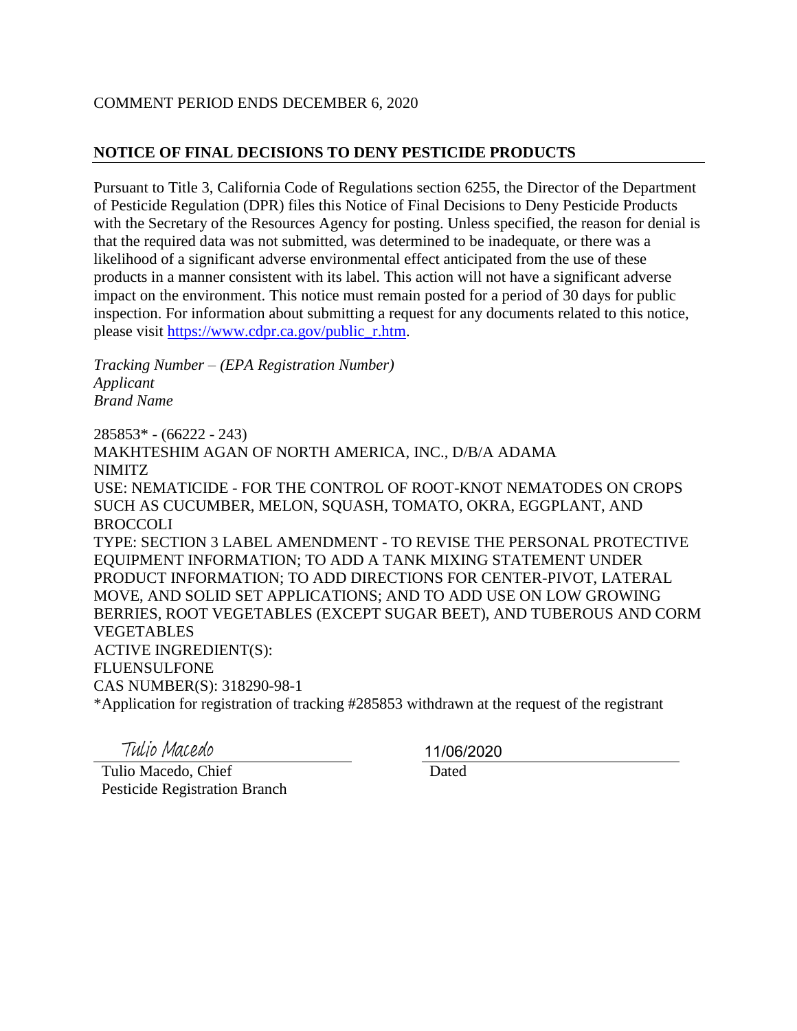COMMENT PERIOD ENDS DECEMBER 6, 2020

## NOTICE OF FINAL DECISIONS TO DENY PESTICIDE PRODUCTS

Pursuant to Title 3, California Code of Regulations section 6255, the Director of the Department of Pesticide Regulation (DPR) files this Notice of Final Decisions to Deny Pesticide Products with the Secretary of the Resources Agency for posting. Unless specified, the reason for denial is that the required data was not submitted, was determined to be inadequate, or there was a likelihood of a significant adverse environmental effect anticipated from the use of these products in a manner consistent with its label. This action will not have a significant adverse impact on the environment. This notice must remain posted for a period of 30 days for public inspection. For information about submitting a request for any documents related to this notice, please visit https://www.cdpr.ca.gov/public_r.htm.

*Tracking Number – (EPA Registration Number)*
*Applicant*
*Brand Name*

285853* - (66222 - 243)
MAKHTESHIM AGAN OF NORTH AMERICA, INC., D/B/A ADAMA
NIMITZ
USE: NEMATICIDE - FOR THE CONTROL OF ROOT-KNOT NEMATODES ON CROPS SUCH AS CUCUMBER, MELON, SQUASH, TOMATO, OKRA, EGGPLANT, AND BROCCOLI
TYPE: SECTION 3 LABEL AMENDMENT - TO REVISE THE PERSONAL PROTECTIVE EQUIPMENT INFORMATION; TO ADD A TANK MIXING STATEMENT UNDER PRODUCT INFORMATION; TO ADD DIRECTIONS FOR CENTER-PIVOT, LATERAL MOVE, AND SOLID SET APPLICATIONS; AND TO ADD USE ON LOW GROWING BERRIES, ROOT VEGETABLES (EXCEPT SUGAR BEET), AND TUBEROUS AND CORM VEGETABLES
ACTIVE INGREDIENT(S):
FLUENSULFONE
CAS NUMBER(S): 318290-98-1
*Application for registration of tracking #285853 withdrawn at the request of the registrant

Tulio Macedo
Tulio Macedo, Chief
Pesticide Registration Branch

11/06/2020
Dated